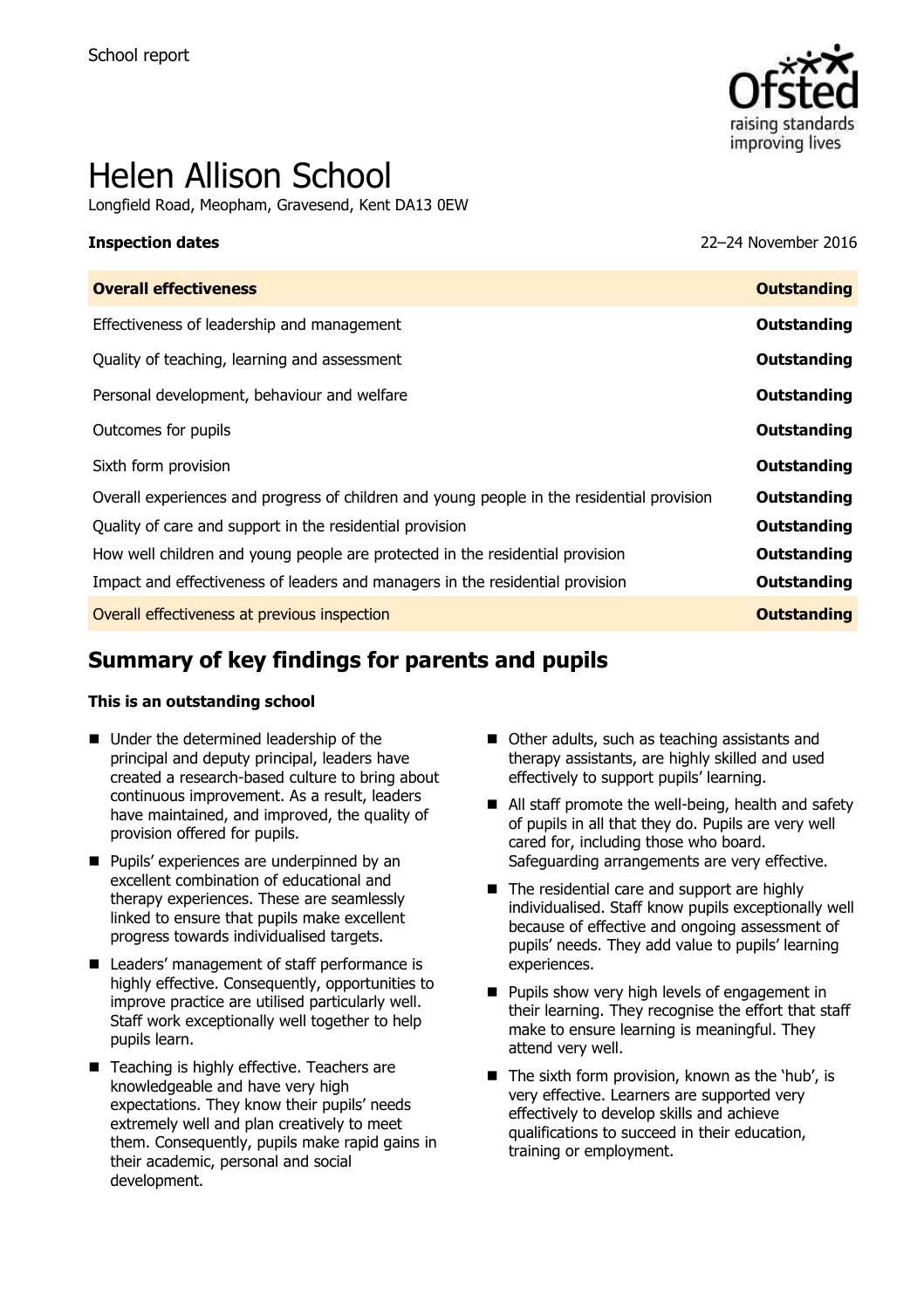School report

# Helen Allison School

Longfield Road, Meopham, Gravesend, Kent DA13 0EW

**Inspection dates** 22–24 November 2016

| **Overall effectiveness** | **Outstanding** |
|---|---|
| Effectiveness of leadership and management | **Outstanding** |
| Quality of teaching, learning and assessment | **Outstanding** |
| Personal development, behaviour and welfare | **Outstanding** |
| Outcomes for pupils | **Outstanding** |
| Sixth form provision | **Outstanding** |
| Overall experiences and progress of children and young people in the residential provision | **Outstanding** |
| Quality of care and support in the residential provision | **Outstanding** |
| How well children and young people are protected in the residential provision | **Outstanding** |
| Impact and effectiveness of leaders and managers in the residential provision | **Outstanding** |
| Overall effectiveness at previous inspection | **Outstanding** |

## Summary of key findings for parents and pupils

**This is an outstanding school**

- Under the determined leadership of the principal and deputy principal, leaders have created a research-based culture to bring about continuous improvement. As a result, leaders have maintained, and improved, the quality of provision offered for pupils.
- Pupils' experiences are underpinned by an excellent combination of educational and therapy experiences. These are seamlessly linked to ensure that pupils make excellent progress towards individualised targets.
- Leaders' management of staff performance is highly effective. Consequently, opportunities to improve practice are utilised particularly well. Staff work exceptionally well together to help pupils learn.
- Teaching is highly effective. Teachers are knowledgeable and have very high expectations. They know their pupils' needs extremely well and plan creatively to meet them. Consequently, pupils make rapid gains in their academic, personal and social development.
- Other adults, such as teaching assistants and therapy assistants, are highly skilled and used effectively to support pupils' learning.
- All staff promote the well-being, health and safety of pupils in all that they do. Pupils are very well cared for, including those who board. Safeguarding arrangements are very effective.
- The residential care and support are highly individualised. Staff know pupils exceptionally well because of effective and ongoing assessment of pupils' needs. They add value to pupils' learning experiences.
- Pupils show very high levels of engagement in their learning. They recognise the effort that staff make to ensure learning is meaningful. They attend very well.
- The sixth form provision, known as the 'hub', is very effective. Learners are supported very effectively to develop skills and achieve qualifications to succeed in their education, training or employment.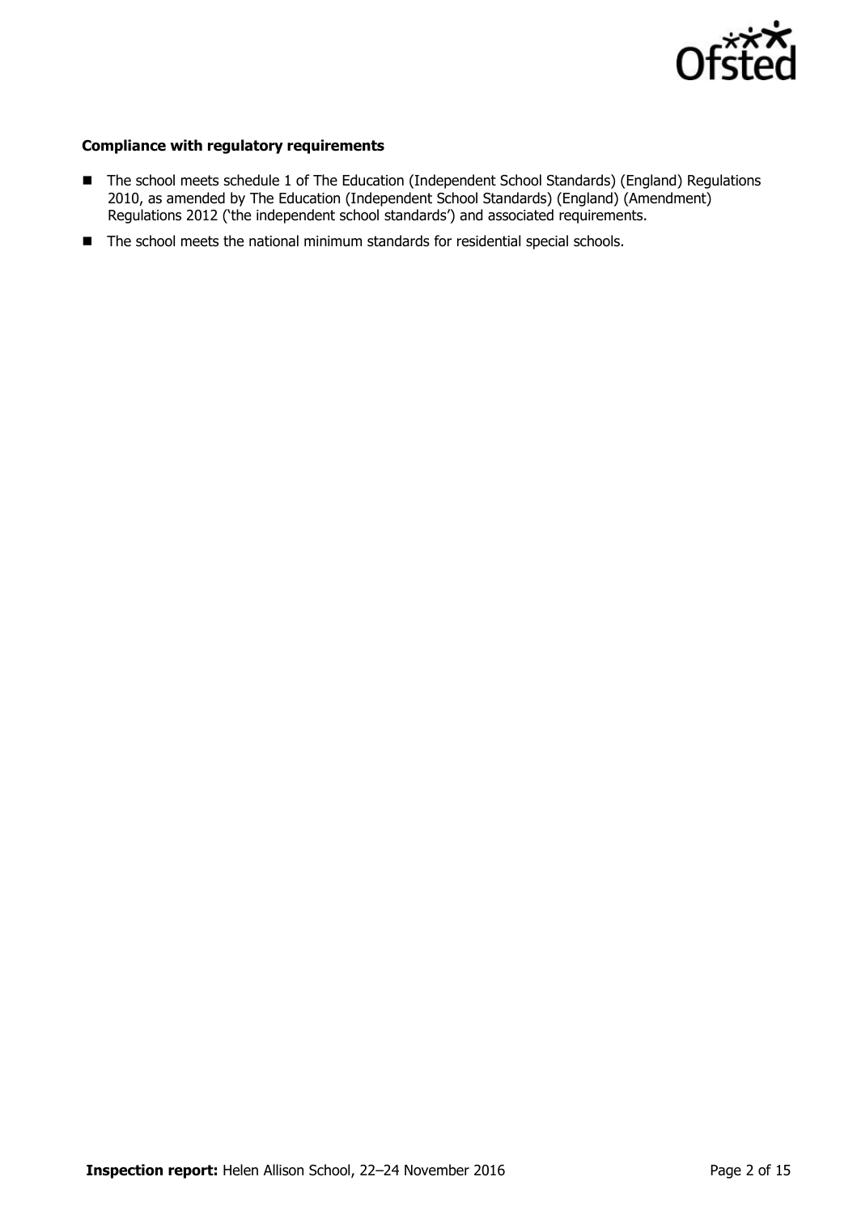**Compliance with regulatory requirements**

- The school meets schedule 1 of The Education (Independent School Standards) (England) Regulations 2010, as amended by The Education (Independent School Standards) (England) (Amendment) Regulations 2012 ('the independent school standards') and associated requirements.
- The school meets the national minimum standards for residential special schools.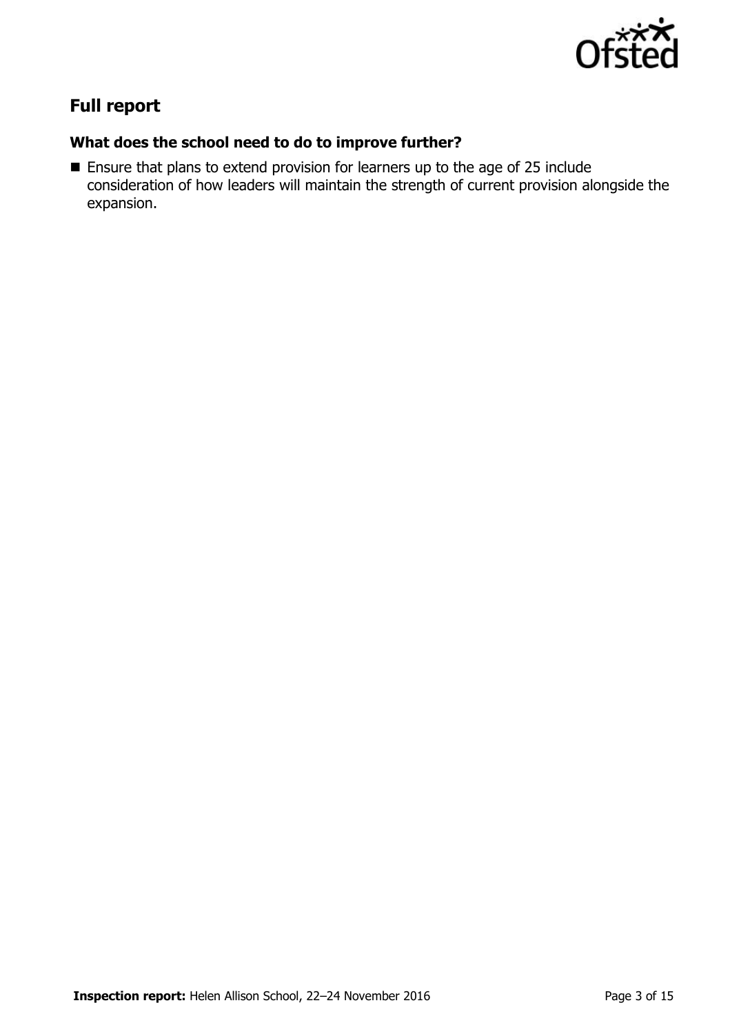## Full report

### What does the school need to do to improve further?

- Ensure that plans to extend provision for learners up to the age of 25 include consideration of how leaders will maintain the strength of current provision alongside the expansion.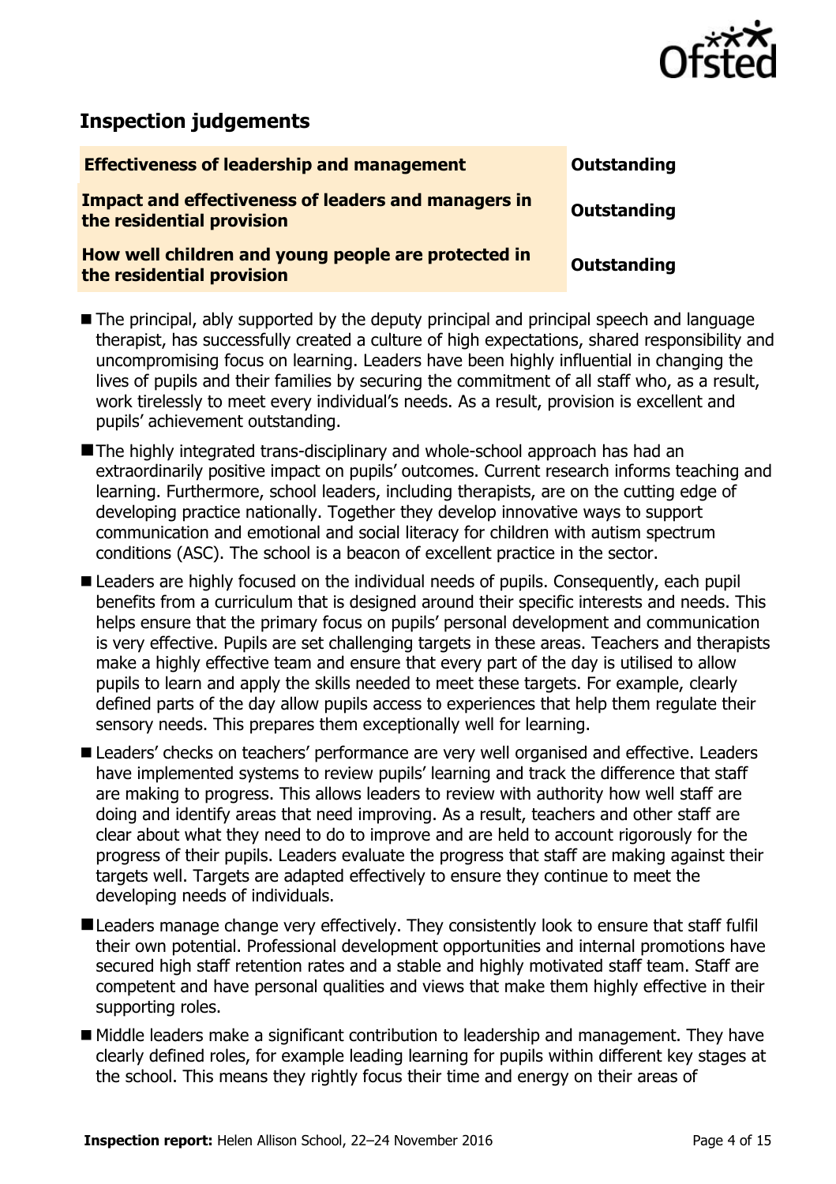## Inspection judgements

| | |
|---|---|
| **Effectiveness of leadership and management** | **Outstanding** |
| **Impact and effectiveness of leaders and managers in the residential provision** | **Outstanding** |
| **How well children and young people are protected in the residential provision** | **Outstanding** |

- The principal, ably supported by the deputy principal and principal speech and language therapist, has successfully created a culture of high expectations, shared responsibility and uncompromising focus on learning. Leaders have been highly influential in changing the lives of pupils and their families by securing the commitment of all staff who, as a result, work tirelessly to meet every individual's needs. As a result, provision is excellent and pupils' achievement outstanding.
- The highly integrated trans-disciplinary and whole-school approach has had an extraordinarily positive impact on pupils' outcomes. Current research informs teaching and learning. Furthermore, school leaders, including therapists, are on the cutting edge of developing practice nationally. Together they develop innovative ways to support communication and emotional and social literacy for children with autism spectrum conditions (ASC). The school is a beacon of excellent practice in the sector.
- Leaders are highly focused on the individual needs of pupils. Consequently, each pupil benefits from a curriculum that is designed around their specific interests and needs. This helps ensure that the primary focus on pupils' personal development and communication is very effective. Pupils are set challenging targets in these areas. Teachers and therapists make a highly effective team and ensure that every part of the day is utilised to allow pupils to learn and apply the skills needed to meet these targets. For example, clearly defined parts of the day allow pupils access to experiences that help them regulate their sensory needs. This prepares them exceptionally well for learning.
- Leaders' checks on teachers' performance are very well organised and effective. Leaders have implemented systems to review pupils' learning and track the difference that staff are making to progress. This allows leaders to review with authority how well staff are doing and identify areas that need improving. As a result, teachers and other staff are clear about what they need to do to improve and are held to account rigorously for the progress of their pupils. Leaders evaluate the progress that staff are making against their targets well. Targets are adapted effectively to ensure they continue to meet the developing needs of individuals.
- Leaders manage change very effectively. They consistently look to ensure that staff fulfil their own potential. Professional development opportunities and internal promotions have secured high staff retention rates and a stable and highly motivated staff team. Staff are competent and have personal qualities and views that make them highly effective in their supporting roles.
- Middle leaders make a significant contribution to leadership and management. They have clearly defined roles, for example leading learning for pupils within different key stages at the school. This means they rightly focus their time and energy on their areas of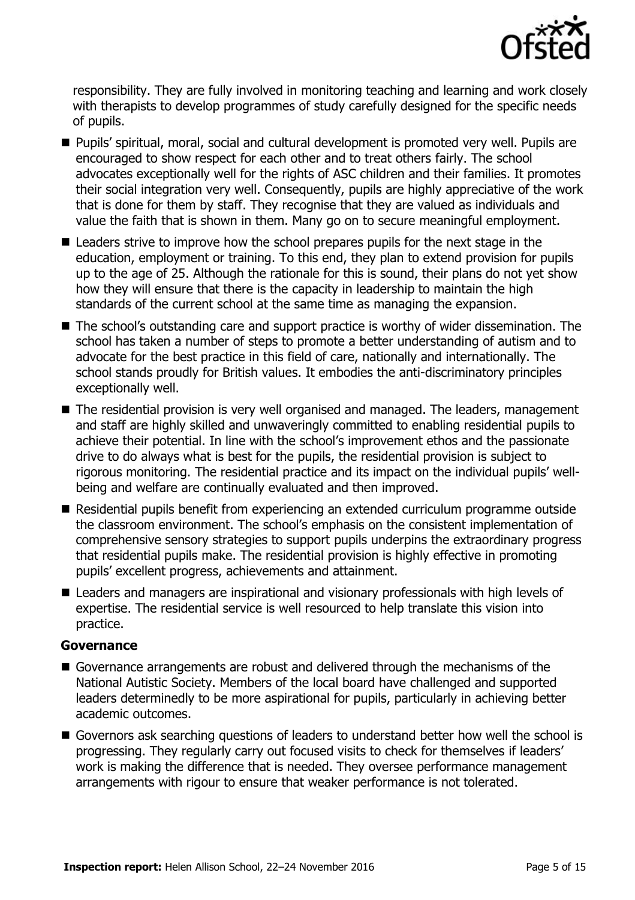responsibility. They are fully involved in monitoring teaching and learning and work closely with therapists to develop programmes of study carefully designed for the specific needs of pupils.

- Pupils' spiritual, moral, social and cultural development is promoted very well. Pupils are encouraged to show respect for each other and to treat others fairly. The school advocates exceptionally well for the rights of ASC children and their families. It promotes their social integration very well. Consequently, pupils are highly appreciative of the work that is done for them by staff. They recognise that they are valued as individuals and value the faith that is shown in them. Many go on to secure meaningful employment.
- Leaders strive to improve how the school prepares pupils for the next stage in the education, employment or training. To this end, they plan to extend provision for pupils up to the age of 25. Although the rationale for this is sound, their plans do not yet show how they will ensure that there is the capacity in leadership to maintain the high standards of the current school at the same time as managing the expansion.
- The school's outstanding care and support practice is worthy of wider dissemination. The school has taken a number of steps to promote a better understanding of autism and to advocate for the best practice in this field of care, nationally and internationally. The school stands proudly for British values. It embodies the anti-discriminatory principles exceptionally well.
- The residential provision is very well organised and managed. The leaders, management and staff are highly skilled and unwaveringly committed to enabling residential pupils to achieve their potential. In line with the school's improvement ethos and the passionate drive to do always what is best for the pupils, the residential provision is subject to rigorous monitoring. The residential practice and its impact on the individual pupils' well-being and welfare are continually evaluated and then improved.
- Residential pupils benefit from experiencing an extended curriculum programme outside the classroom environment. The school's emphasis on the consistent implementation of comprehensive sensory strategies to support pupils underpins the extraordinary progress that residential pupils make. The residential provision is highly effective in promoting pupils' excellent progress, achievements and attainment.
- Leaders and managers are inspirational and visionary professionals with high levels of expertise. The residential service is well resourced to help translate this vision into practice.

### Governance

- Governance arrangements are robust and delivered through the mechanisms of the National Autistic Society. Members of the local board have challenged and supported leaders determinedly to be more aspirational for pupils, particularly in achieving better academic outcomes.
- Governors ask searching questions of leaders to understand better how well the school is progressing. They regularly carry out focused visits to check for themselves if leaders' work is making the difference that is needed. They oversee performance management arrangements with rigour to ensure that weaker performance is not tolerated.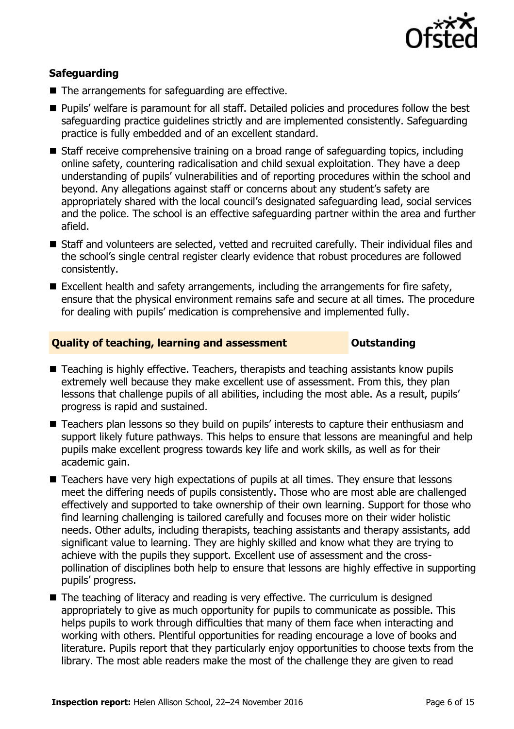### Safeguarding

- The arrangements for safeguarding are effective.
- Pupils' welfare is paramount for all staff. Detailed policies and procedures follow the best safeguarding practice guidelines strictly and are implemented consistently. Safeguarding practice is fully embedded and of an excellent standard.
- Staff receive comprehensive training on a broad range of safeguarding topics, including online safety, countering radicalisation and child sexual exploitation. They have a deep understanding of pupils' vulnerabilities and of reporting procedures within the school and beyond. Any allegations against staff or concerns about any student's safety are appropriately shared with the local council's designated safeguarding lead, social services and the police. The school is an effective safeguarding partner within the area and further afield.
- Staff and volunteers are selected, vetted and recruited carefully. Their individual files and the school's single central register clearly evidence that robust procedures are followed consistently.
- Excellent health and safety arrangements, including the arrangements for fire safety, ensure that the physical environment remains safe and secure at all times. The procedure for dealing with pupils' medication is comprehensive and implemented fully.

### Quality of teaching, learning and assessment — Outstanding

- Teaching is highly effective. Teachers, therapists and teaching assistants know pupils extremely well because they make excellent use of assessment. From this, they plan lessons that challenge pupils of all abilities, including the most able. As a result, pupils' progress is rapid and sustained.
- Teachers plan lessons so they build on pupils' interests to capture their enthusiasm and support likely future pathways. This helps to ensure that lessons are meaningful and help pupils make excellent progress towards key life and work skills, as well as for their academic gain.
- Teachers have very high expectations of pupils at all times. They ensure that lessons meet the differing needs of pupils consistently. Those who are most able are challenged effectively and supported to take ownership of their own learning. Support for those who find learning challenging is tailored carefully and focuses more on their wider holistic needs. Other adults, including therapists, teaching assistants and therapy assistants, add significant value to learning. They are highly skilled and know what they are trying to achieve with the pupils they support. Excellent use of assessment and the cross-pollination of disciplines both help to ensure that lessons are highly effective in supporting pupils' progress.
- The teaching of literacy and reading is very effective. The curriculum is designed appropriately to give as much opportunity for pupils to communicate as possible. This helps pupils to work through difficulties that many of them face when interacting and working with others. Plentiful opportunities for reading encourage a love of books and literature. Pupils report that they particularly enjoy opportunities to choose texts from the library. The most able readers make the most of the challenge they are given to read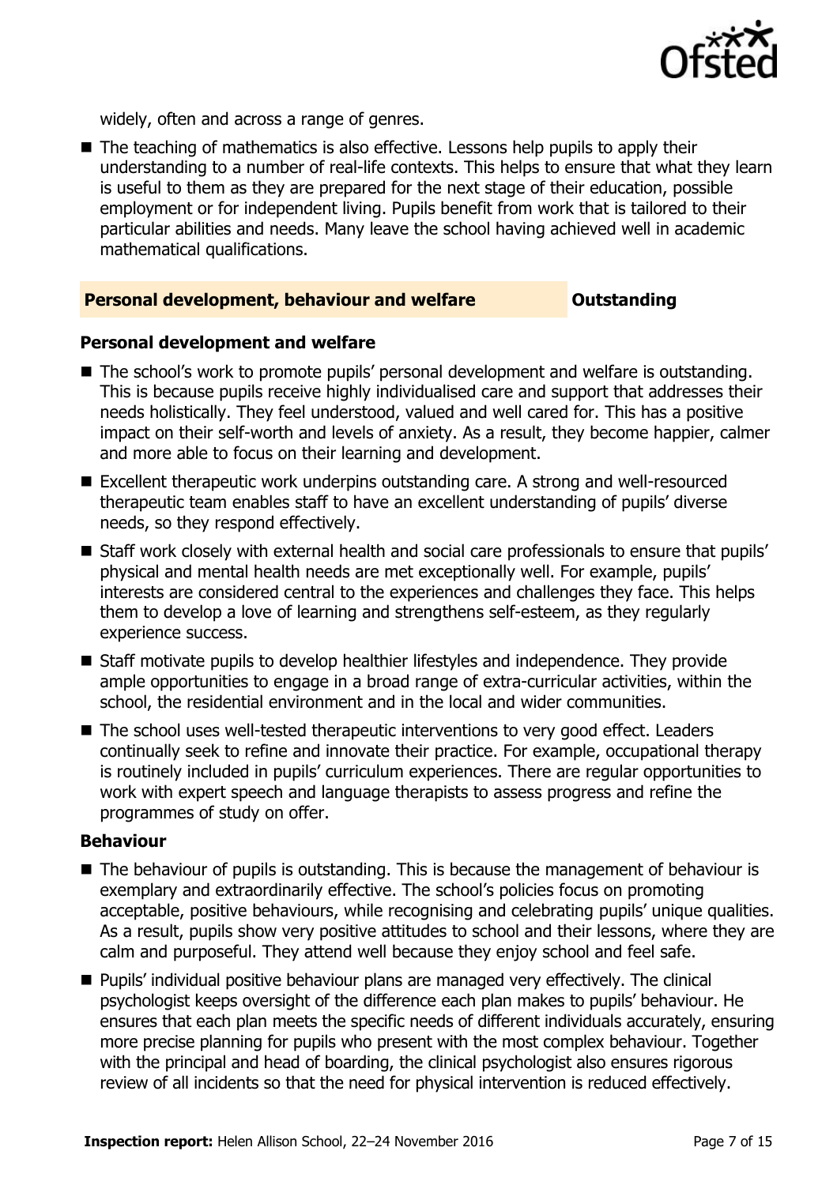widely, often and across a range of genres.

- The teaching of mathematics is also effective. Lessons help pupils to apply their understanding to a number of real-life contexts. This helps to ensure that what they learn is useful to them as they are prepared for the next stage of their education, possible employment or for independent living. Pupils benefit from work that is tailored to their particular abilities and needs. Many leave the school having achieved well in academic mathematical qualifications.

## Personal development, behaviour and welfare — Outstanding

### Personal development and welfare

- The school's work to promote pupils' personal development and welfare is outstanding. This is because pupils receive highly individualised care and support that addresses their needs holistically. They feel understood, valued and well cared for. This has a positive impact on their self-worth and levels of anxiety. As a result, they become happier, calmer and more able to focus on their learning and development.
- Excellent therapeutic work underpins outstanding care. A strong and well-resourced therapeutic team enables staff to have an excellent understanding of pupils' diverse needs, so they respond effectively.
- Staff work closely with external health and social care professionals to ensure that pupils' physical and mental health needs are met exceptionally well. For example, pupils' interests are considered central to the experiences and challenges they face. This helps them to develop a love of learning and strengthens self-esteem, as they regularly experience success.
- Staff motivate pupils to develop healthier lifestyles and independence. They provide ample opportunities to engage in a broad range of extra-curricular activities, within the school, the residential environment and in the local and wider communities.
- The school uses well-tested therapeutic interventions to very good effect. Leaders continually seek to refine and innovate their practice. For example, occupational therapy is routinely included in pupils' curriculum experiences. There are regular opportunities to work with expert speech and language therapists to assess progress and refine the programmes of study on offer.

### Behaviour

- The behaviour of pupils is outstanding. This is because the management of behaviour is exemplary and extraordinarily effective. The school's policies focus on promoting acceptable, positive behaviours, while recognising and celebrating pupils' unique qualities. As a result, pupils show very positive attitudes to school and their lessons, where they are calm and purposeful. They attend well because they enjoy school and feel safe.
- Pupils' individual positive behaviour plans are managed very effectively. The clinical psychologist keeps oversight of the difference each plan makes to pupils' behaviour. He ensures that each plan meets the specific needs of different individuals accurately, ensuring more precise planning for pupils who present with the most complex behaviour. Together with the principal and head of boarding, the clinical psychologist also ensures rigorous review of all incidents so that the need for physical intervention is reduced effectively.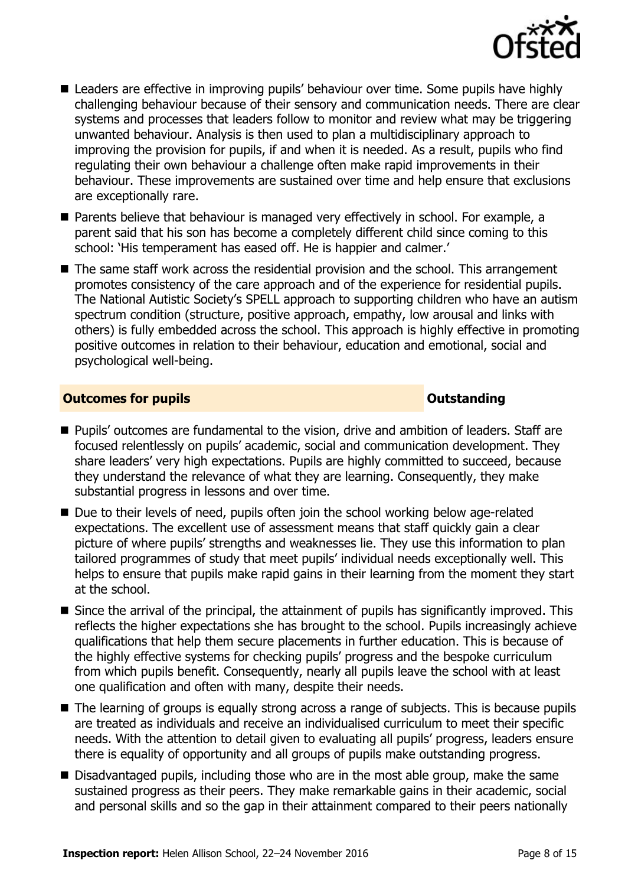- Leaders are effective in improving pupils' behaviour over time. Some pupils have highly challenging behaviour because of their sensory and communication needs. There are clear systems and processes that leaders follow to monitor and review what may be triggering unwanted behaviour. Analysis is then used to plan a multidisciplinary approach to improving the provision for pupils, if and when it is needed. As a result, pupils who find regulating their own behaviour a challenge often make rapid improvements in their behaviour. These improvements are sustained over time and help ensure that exclusions are exceptionally rare.
- Parents believe that behaviour is managed very effectively in school. For example, a parent said that his son has become a completely different child since coming to this school: 'His temperament has eased off. He is happier and calmer.'
- The same staff work across the residential provision and the school. This arrangement promotes consistency of the care approach and of the experience for residential pupils. The National Autistic Society's SPELL approach to supporting children who have an autism spectrum condition (structure, positive approach, empathy, low arousal and links with others) is fully embedded across the school. This approach is highly effective in promoting positive outcomes in relation to their behaviour, education and emotional, social and psychological well-being.

## Outcomes for pupils — Outstanding

- Pupils' outcomes are fundamental to the vision, drive and ambition of leaders. Staff are focused relentlessly on pupils' academic, social and communication development. They share leaders' very high expectations. Pupils are highly committed to succeed, because they understand the relevance of what they are learning. Consequently, they make substantial progress in lessons and over time.
- Due to their levels of need, pupils often join the school working below age-related expectations. The excellent use of assessment means that staff quickly gain a clear picture of where pupils' strengths and weaknesses lie. They use this information to plan tailored programmes of study that meet pupils' individual needs exceptionally well. This helps to ensure that pupils make rapid gains in their learning from the moment they start at the school.
- Since the arrival of the principal, the attainment of pupils has significantly improved. This reflects the higher expectations she has brought to the school. Pupils increasingly achieve qualifications that help them secure placements in further education. This is because of the highly effective systems for checking pupils' progress and the bespoke curriculum from which pupils benefit. Consequently, nearly all pupils leave the school with at least one qualification and often with many, despite their needs.
- The learning of groups is equally strong across a range of subjects. This is because pupils are treated as individuals and receive an individualised curriculum to meet their specific needs. With the attention to detail given to evaluating all pupils' progress, leaders ensure there is equality of opportunity and all groups of pupils make outstanding progress.
- Disadvantaged pupils, including those who are in the most able group, make the same sustained progress as their peers. They make remarkable gains in their academic, social and personal skills and so the gap in their attainment compared to their peers nationally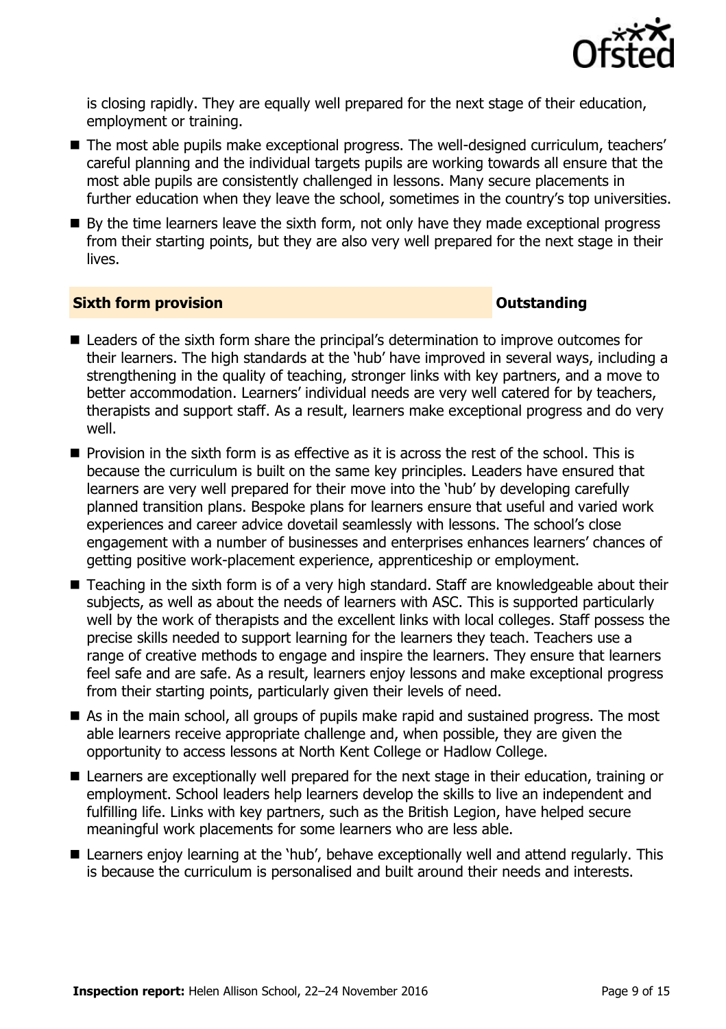is closing rapidly. They are equally well prepared for the next stage of their education, employment or training.

- The most able pupils make exceptional progress. The well-designed curriculum, teachers' careful planning and the individual targets pupils are working towards all ensure that the most able pupils are consistently challenged in lessons. Many secure placements in further education when they leave the school, sometimes in the country's top universities.
- By the time learners leave the sixth form, not only have they made exceptional progress from their starting points, but they are also very well prepared for the next stage in their lives.

## Sixth form provision — Outstanding

- Leaders of the sixth form share the principal's determination to improve outcomes for their learners. The high standards at the 'hub' have improved in several ways, including a strengthening in the quality of teaching, stronger links with key partners, and a move to better accommodation. Learners' individual needs are very well catered for by teachers, therapists and support staff. As a result, learners make exceptional progress and do very well.
- Provision in the sixth form is as effective as it is across the rest of the school. This is because the curriculum is built on the same key principles. Leaders have ensured that learners are very well prepared for their move into the 'hub' by developing carefully planned transition plans. Bespoke plans for learners ensure that useful and varied work experiences and career advice dovetail seamlessly with lessons. The school's close engagement with a number of businesses and enterprises enhances learners' chances of getting positive work-placement experience, apprenticeship or employment.
- Teaching in the sixth form is of a very high standard. Staff are knowledgeable about their subjects, as well as about the needs of learners with ASC. This is supported particularly well by the work of therapists and the excellent links with local colleges. Staff possess the precise skills needed to support learning for the learners they teach. Teachers use a range of creative methods to engage and inspire the learners. They ensure that learners feel safe and are safe. As a result, learners enjoy lessons and make exceptional progress from their starting points, particularly given their levels of need.
- As in the main school, all groups of pupils make rapid and sustained progress. The most able learners receive appropriate challenge and, when possible, they are given the opportunity to access lessons at North Kent College or Hadlow College.
- Learners are exceptionally well prepared for the next stage in their education, training or employment. School leaders help learners develop the skills to live an independent and fulfilling life. Links with key partners, such as the British Legion, have helped secure meaningful work placements for some learners who are less able.
- Learners enjoy learning at the 'hub', behave exceptionally well and attend regularly. This is because the curriculum is personalised and built around their needs and interests.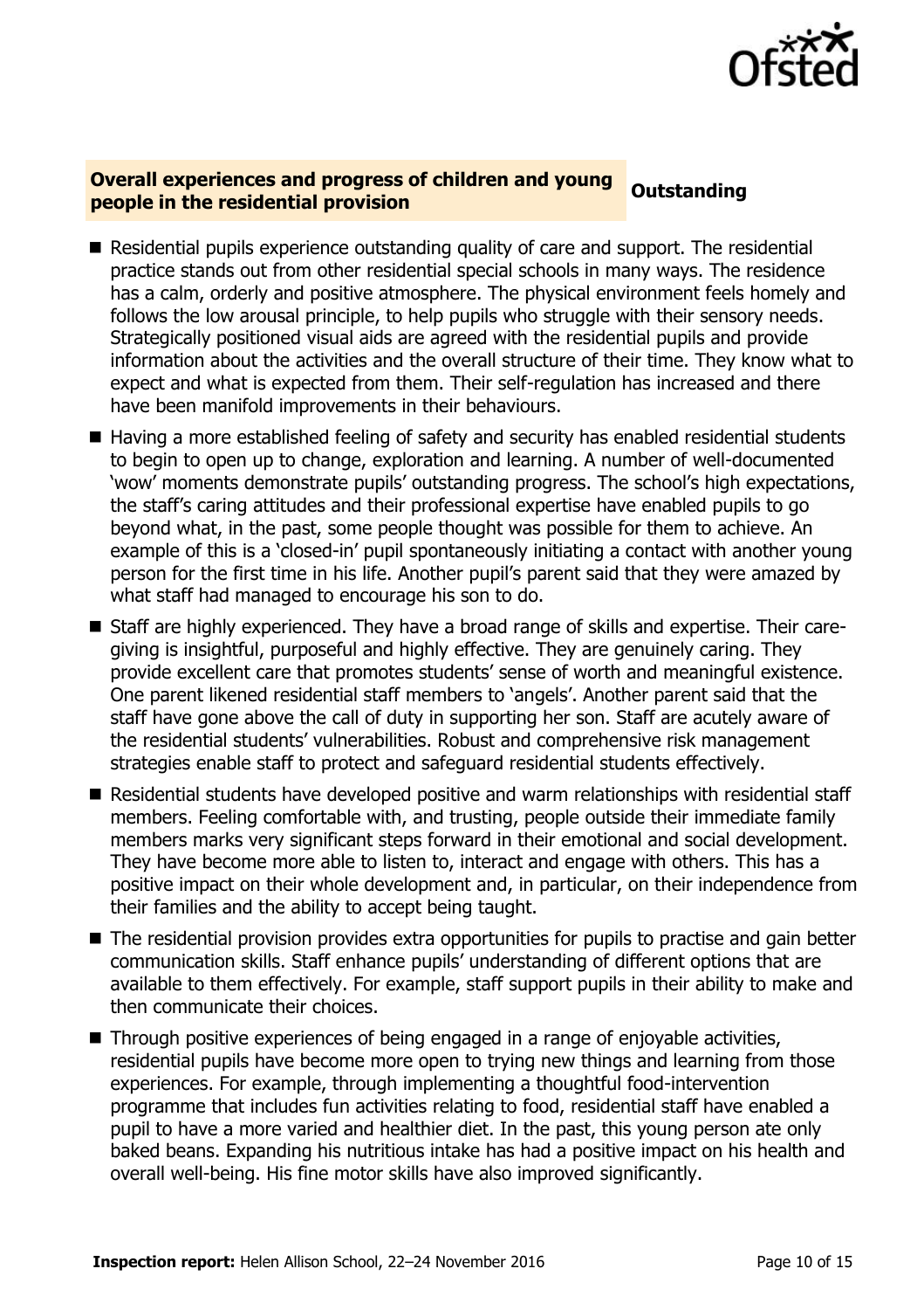## Overall experiences and progress of children and young people in the residential provision — Outstanding

- Residential pupils experience outstanding quality of care and support. The residential practice stands out from other residential special schools in many ways. The residence has a calm, orderly and positive atmosphere. The physical environment feels homely and follows the low arousal principle, to help pupils who struggle with their sensory needs. Strategically positioned visual aids are agreed with the residential pupils and provide information about the activities and the overall structure of their time. They know what to expect and what is expected from them. Their self-regulation has increased and there have been manifold improvements in their behaviours.
- Having a more established feeling of safety and security has enabled residential students to begin to open up to change, exploration and learning. A number of well-documented 'wow' moments demonstrate pupils' outstanding progress. The school's high expectations, the staff's caring attitudes and their professional expertise have enabled pupils to go beyond what, in the past, some people thought was possible for them to achieve. An example of this is a 'closed-in' pupil spontaneously initiating a contact with another young person for the first time in his life. Another pupil's parent said that they were amazed by what staff had managed to encourage his son to do.
- Staff are highly experienced. They have a broad range of skills and expertise. Their care-giving is insightful, purposeful and highly effective. They are genuinely caring. They provide excellent care that promotes students' sense of worth and meaningful existence. One parent likened residential staff members to 'angels'. Another parent said that the staff have gone above the call of duty in supporting her son. Staff are acutely aware of the residential students' vulnerabilities. Robust and comprehensive risk management strategies enable staff to protect and safeguard residential students effectively.
- Residential students have developed positive and warm relationships with residential staff members. Feeling comfortable with, and trusting, people outside their immediate family members marks very significant steps forward in their emotional and social development. They have become more able to listen to, interact and engage with others. This has a positive impact on their whole development and, in particular, on their independence from their families and the ability to accept being taught.
- The residential provision provides extra opportunities for pupils to practise and gain better communication skills. Staff enhance pupils' understanding of different options that are available to them effectively. For example, staff support pupils in their ability to make and then communicate their choices.
- Through positive experiences of being engaged in a range of enjoyable activities, residential pupils have become more open to trying new things and learning from those experiences. For example, through implementing a thoughtful food-intervention programme that includes fun activities relating to food, residential staff have enabled a pupil to have a more varied and healthier diet. In the past, this young person ate only baked beans. Expanding his nutritious intake has had a positive impact on his health and overall well-being. His fine motor skills have also improved significantly.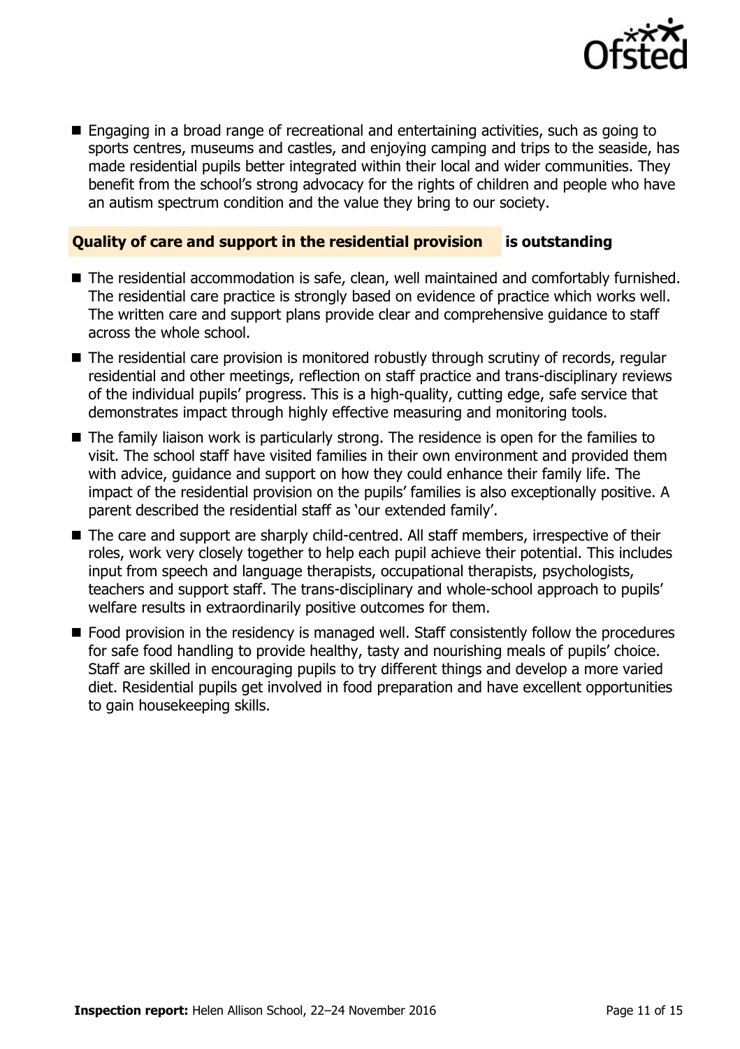- Engaging in a broad range of recreational and entertaining activities, such as going to sports centres, museums and castles, and enjoying camping and trips to the seaside, has made residential pupils better integrated within their local and wider communities. They benefit from the school's strong advocacy for the rights of children and people who have an autism spectrum condition and the value they bring to our society.

**Quality of care and support in the residential provision is outstanding**

- The residential accommodation is safe, clean, well maintained and comfortably furnished. The residential care practice is strongly based on evidence of practice which works well. The written care and support plans provide clear and comprehensive guidance to staff across the whole school.
- The residential care provision is monitored robustly through scrutiny of records, regular residential and other meetings, reflection on staff practice and trans-disciplinary reviews of the individual pupils' progress. This is a high-quality, cutting edge, safe service that demonstrates impact through highly effective measuring and monitoring tools.
- The family liaison work is particularly strong. The residence is open for the families to visit. The school staff have visited families in their own environment and provided them with advice, guidance and support on how they could enhance their family life. The impact of the residential provision on the pupils' families is also exceptionally positive. A parent described the residential staff as 'our extended family'.
- The care and support are sharply child-centred. All staff members, irrespective of their roles, work very closely together to help each pupil achieve their potential. This includes input from speech and language therapists, occupational therapists, psychologists, teachers and support staff. The trans-disciplinary and whole-school approach to pupils' welfare results in extraordinarily positive outcomes for them.
- Food provision in the residency is managed well. Staff consistently follow the procedures for safe food handling to provide healthy, tasty and nourishing meals of pupils' choice. Staff are skilled in encouraging pupils to try different things and develop a more varied diet. Residential pupils get involved in food preparation and have excellent opportunities to gain housekeeping skills.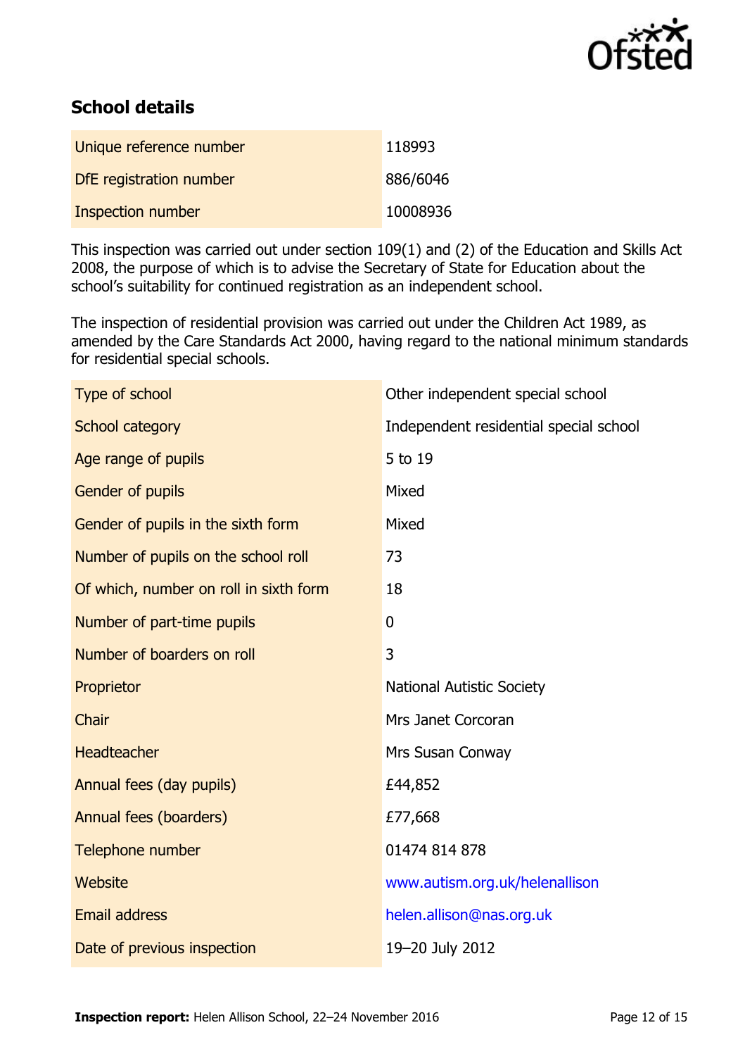## School details

| | |
|---|---|
| Unique reference number | 118993 |
| DfE registration number | 886/6046 |
| Inspection number | 10008936 |

This inspection was carried out under section 109(1) and (2) of the Education and Skills Act 2008, the purpose of which is to advise the Secretary of State for Education about the school's suitability for continued registration as an independent school.

The inspection of residential provision was carried out under the Children Act 1989, as amended by the Care Standards Act 2000, having regard to the national minimum standards for residential special schools.

| | |
|---|---|
| Type of school | Other independent special school |
| School category | Independent residential special school |
| Age range of pupils | 5 to 19 |
| Gender of pupils | Mixed |
| Gender of pupils in the sixth form | Mixed |
| Number of pupils on the school roll | 73 |
| Of which, number on roll in sixth form | 18 |
| Number of part-time pupils | 0 |
| Number of boarders on roll | 3 |
| Proprietor | National Autistic Society |
| Chair | Mrs Janet Corcoran |
| Headteacher | Mrs Susan Conway |
| Annual fees (day pupils) | £44,852 |
| Annual fees (boarders) | £77,668 |
| Telephone number | 01474 814 878 |
| Website | www.autism.org.uk/helenallison |
| Email address | helen.allison@nas.org.uk |
| Date of previous inspection | 19–20 July 2012 |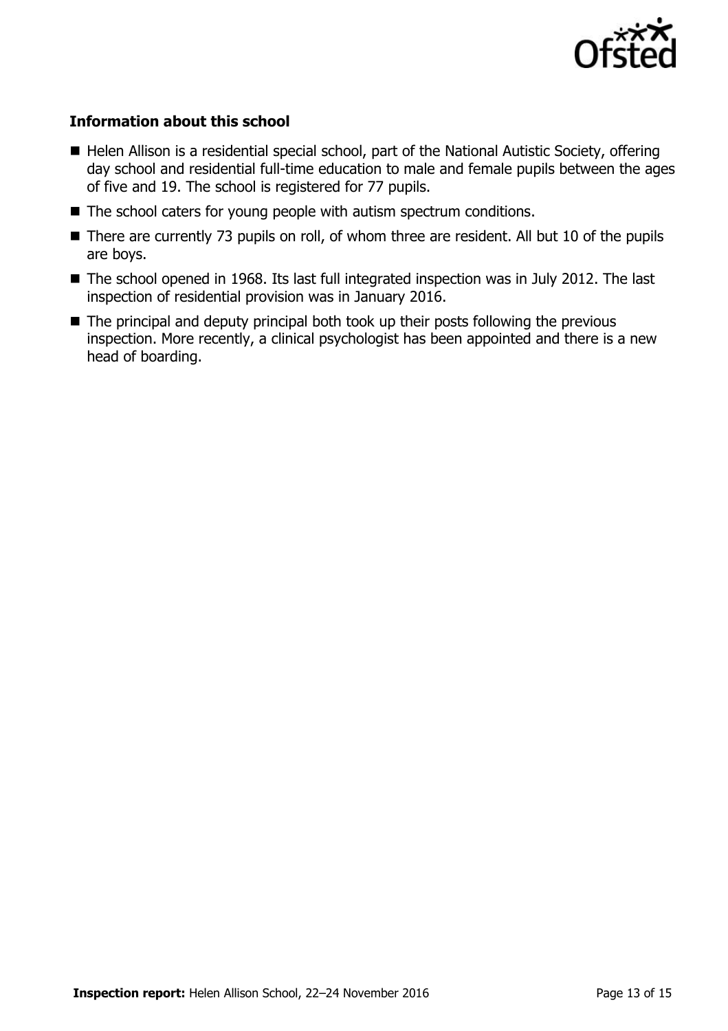### Information about this school

- Helen Allison is a residential special school, part of the National Autistic Society, offering day school and residential full-time education to male and female pupils between the ages of five and 19. The school is registered for 77 pupils.
- The school caters for young people with autism spectrum conditions.
- There are currently 73 pupils on roll, of whom three are resident. All but 10 of the pupils are boys.
- The school opened in 1968. Its last full integrated inspection was in July 2012. The last inspection of residential provision was in January 2016.
- The principal and deputy principal both took up their posts following the previous inspection. More recently, a clinical psychologist has been appointed and there is a new head of boarding.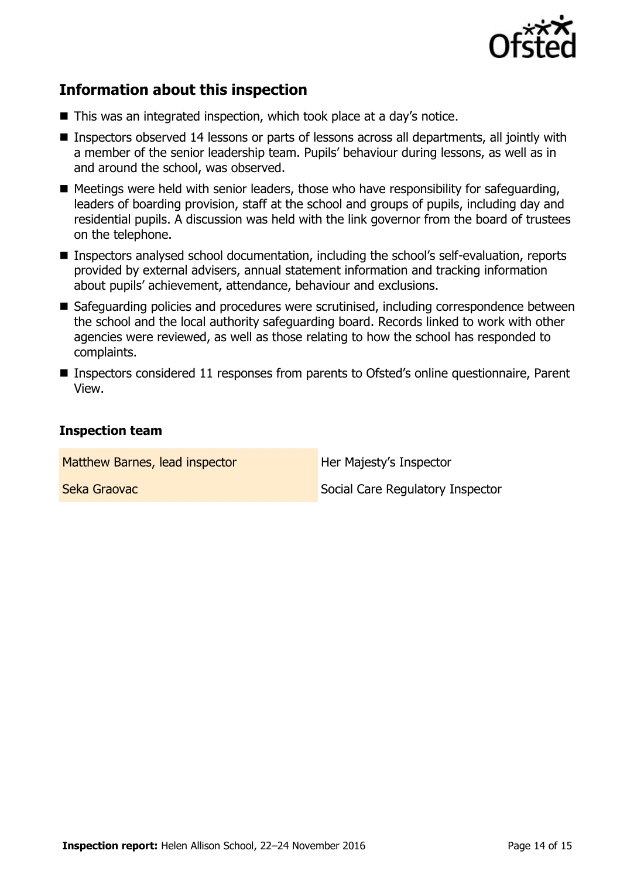## Information about this inspection

- This was an integrated inspection, which took place at a day's notice.
- Inspectors observed 14 lessons or parts of lessons across all departments, all jointly with a member of the senior leadership team. Pupils' behaviour during lessons, as well as in and around the school, was observed.
- Meetings were held with senior leaders, those who have responsibility for safeguarding, leaders of boarding provision, staff at the school and groups of pupils, including day and residential pupils. A discussion was held with the link governor from the board of trustees on the telephone.
- Inspectors analysed school documentation, including the school's self-evaluation, reports provided by external advisers, annual statement information and tracking information about pupils' achievement, attendance, behaviour and exclusions.
- Safeguarding policies and procedures were scrutinised, including correspondence between the school and the local authority safeguarding board. Records linked to work with other agencies were reviewed, as well as those relating to how the school has responded to complaints.
- Inspectors considered 11 responses from parents to Ofsted's online questionnaire, Parent View.

### Inspection team

| | |
|---|---|
| Matthew Barnes, lead inspector | Her Majesty's Inspector |
| Seka Graovac | Social Care Regulatory Inspector |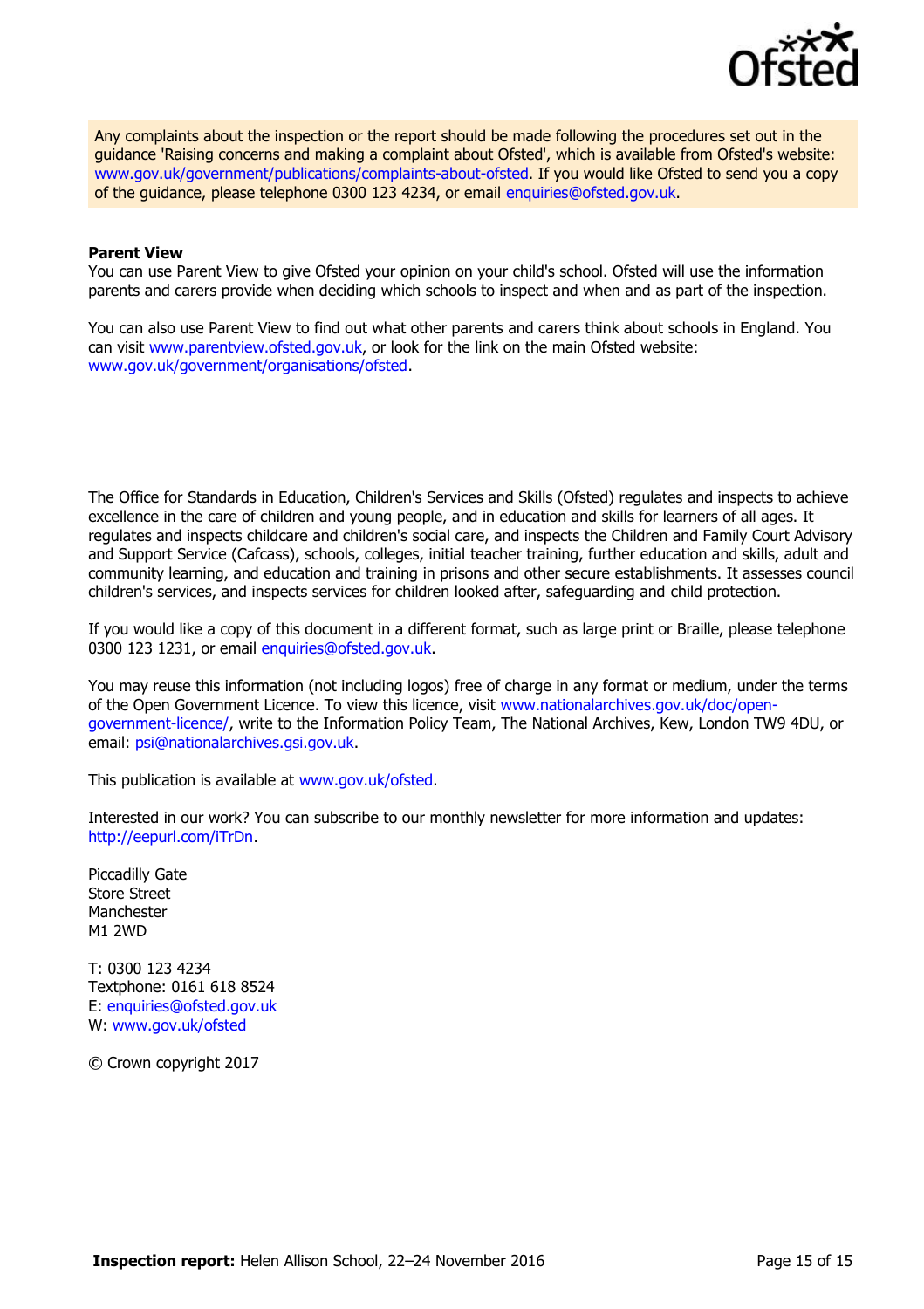Any complaints about the inspection or the report should be made following the procedures set out in the guidance 'Raising concerns and making a complaint about Ofsted', which is available from Ofsted's website: www.gov.uk/government/publications/complaints-about-ofsted. If you would like Ofsted to send you a copy of the guidance, please telephone 0300 123 4234, or email enquiries@ofsted.gov.uk.

**Parent View**

You can use Parent View to give Ofsted your opinion on your child's school. Ofsted will use the information parents and carers provide when deciding which schools to inspect and when and as part of the inspection.

You can also use Parent View to find out what other parents and carers think about schools in England. You can visit www.parentview.ofsted.gov.uk, or look for the link on the main Ofsted website: www.gov.uk/government/organisations/ofsted.

The Office for Standards in Education, Children's Services and Skills (Ofsted) regulates and inspects to achieve excellence in the care of children and young people, and in education and skills for learners of all ages. It regulates and inspects childcare and children's social care, and inspects the Children and Family Court Advisory and Support Service (Cafcass), schools, colleges, initial teacher training, further education and skills, adult and community learning, and education and training in prisons and other secure establishments. It assesses council children's services, and inspects services for children looked after, safeguarding and child protection.

If you would like a copy of this document in a different format, such as large print or Braille, please telephone 0300 123 1231, or email enquiries@ofsted.gov.uk.

You may reuse this information (not including logos) free of charge in any format or medium, under the terms of the Open Government Licence. To view this licence, visit www.nationalarchives.gov.uk/doc/open-government-licence/, write to the Information Policy Team, The National Archives, Kew, London TW9 4DU, or email: psi@nationalarchives.gsi.gov.uk.

This publication is available at www.gov.uk/ofsted.

Interested in our work? You can subscribe to our monthly newsletter for more information and updates: http://eepurl.com/iTrDn.

Piccadilly Gate  
Store Street  
Manchester  
M1 2WD

T: 0300 123 4234  
Textphone: 0161 618 8524  
E: enquiries@ofsted.gov.uk  
W: www.gov.uk/ofsted

© Crown copyright 2017